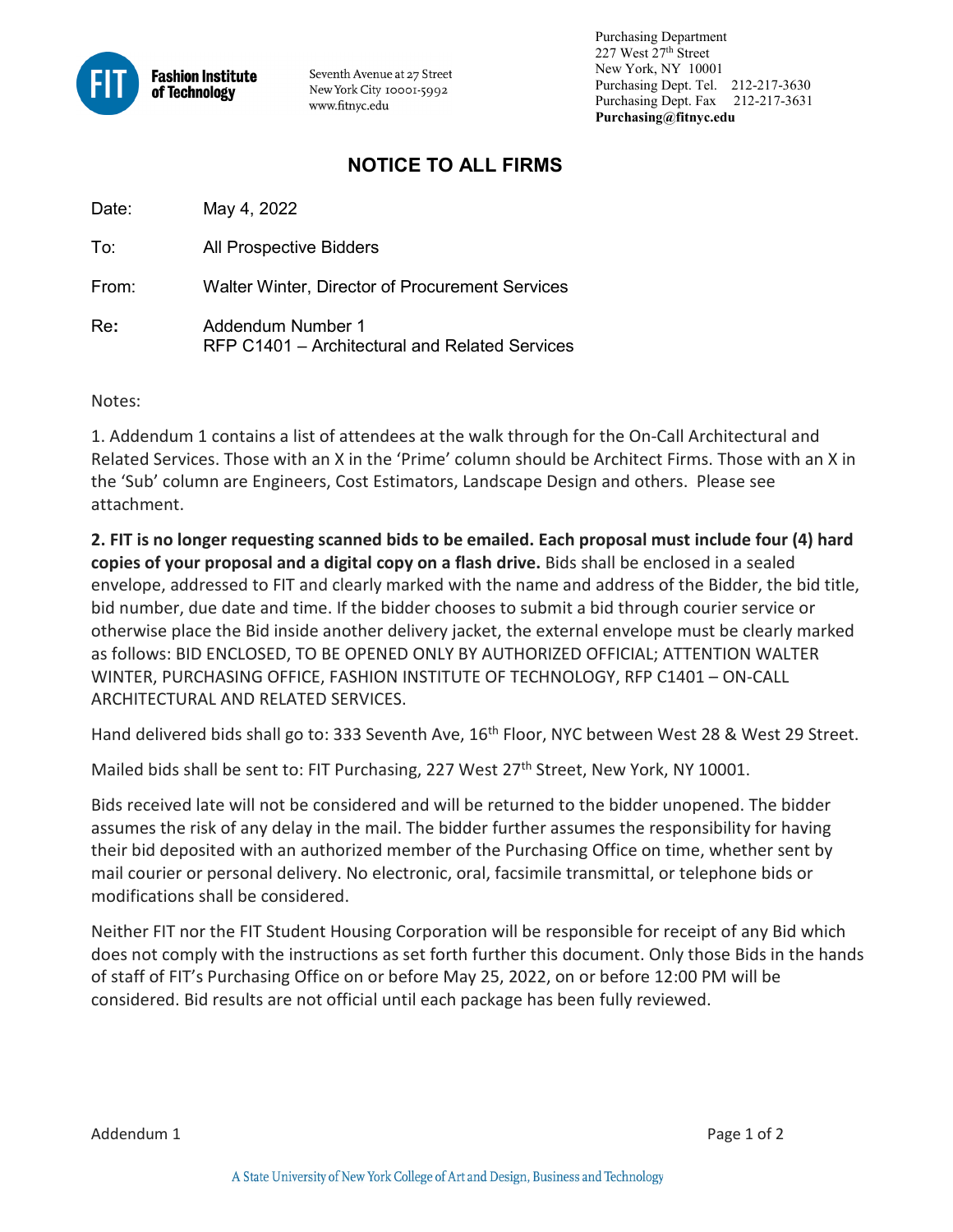Fashion Institute of Technology

Seventh Avenue at 27 Street
New York City 10001-5992
www.fitnyc.edu

Purchasing Department
227 West 27th Street
New York, NY 10001
Purchasing Dept. Tel. 212-217-3630
Purchasing Dept. Fax 212-217-3631
**Purchasing@fitnyc.edu**

# NOTICE TO ALL FIRMS

Date: May 4, 2022

To: All Prospective Bidders

From: Walter Winter, Director of Procurement Services

Re: Addendum Number 1
RFP C1401 – Architectural and Related Services

Notes:

1. Addendum 1 contains a list of attendees at the walk through for the On-Call Architectural and Related Services. Those with an X in the 'Prime' column should be Architect Firms. Those with an X in the 'Sub' column are Engineers, Cost Estimators, Landscape Design and others. Please see attachment.

**2. FIT is no longer requesting scanned bids to be emailed. Each proposal must include four (4) hard copies of your proposal and a digital copy on a flash drive.** Bids shall be enclosed in a sealed envelope, addressed to FIT and clearly marked with the name and address of the Bidder, the bid title, bid number, due date and time. If the bidder chooses to submit a bid through courier service or otherwise place the Bid inside another delivery jacket, the external envelope must be clearly marked as follows: BID ENCLOSED, TO BE OPENED ONLY BY AUTHORIZED OFFICIAL; ATTENTION WALTER WINTER, PURCHASING OFFICE, FASHION INSTITUTE OF TECHNOLOGY, RFP C1401 – ON-CALL ARCHITECTURAL AND RELATED SERVICES.

Hand delivered bids shall go to: 333 Seventh Ave, 16th Floor, NYC between West 28 & West 29 Street.

Mailed bids shall be sent to: FIT Purchasing, 227 West 27th Street, New York, NY 10001.

Bids received late will not be considered and will be returned to the bidder unopened. The bidder assumes the risk of any delay in the mail. The bidder further assumes the responsibility for having their bid deposited with an authorized member of the Purchasing Office on time, whether sent by mail courier or personal delivery. No electronic, oral, facsimile transmittal, or telephone bids or modifications shall be considered.

Neither FIT nor the FIT Student Housing Corporation will be responsible for receipt of any Bid which does not comply with the instructions as set forth further this document. Only those Bids in the hands of staff of FIT's Purchasing Office on or before May 25, 2022, on or before 12:00 PM will be considered. Bid results are not official until each package has been fully reviewed.

A State University of New York College of Art and Design, Business and Technology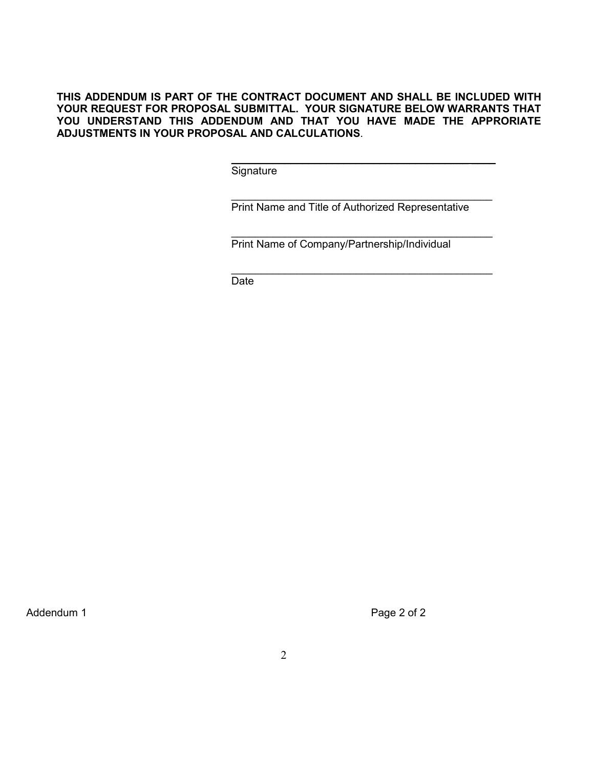**THIS ADDENDUM IS PART OF THE CONTRACT DOCUMENT AND SHALL BE INCLUDED WITH YOUR REQUEST FOR PROPOSAL SUBMITTAL. YOUR SIGNATURE BELOW WARRANTS THAT YOU UNDERSTAND THIS ADDENDUM AND THAT YOU HAVE MADE THE APPRORIATE ADJUSTMENTS IN YOUR PROPOSAL AND CALCULATIONS**.

_____________________________________________
Signature

_____________________________________________
Print Name and Title of Authorized Representative

_____________________________________________
Print Name of Company/Partnership/Individual

_____________________________________________
Date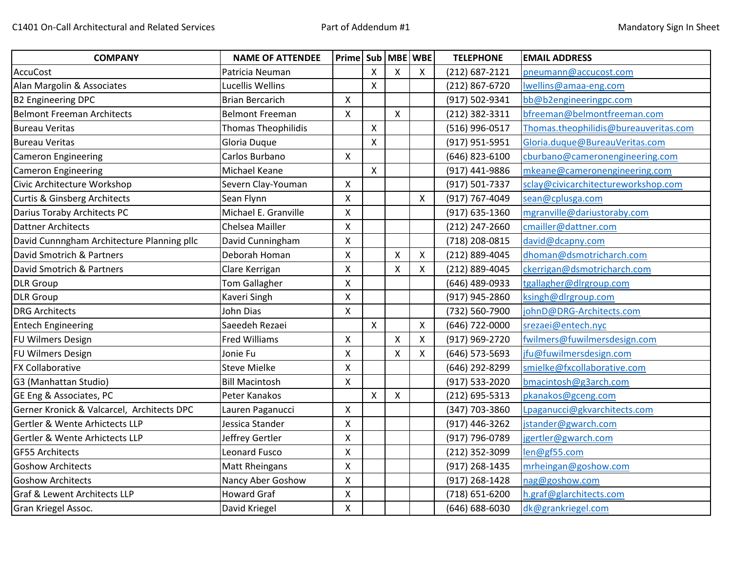C1401 On-Call Architectural and Related Services | Part of Addendum #1 | Mandatory Sign In Sheet

| COMPANY | NAME OF ATTENDEE | Prime | Sub | MBE | WBE | TELEPHONE | EMAIL ADDRESS |
|---|---|---|---|---|---|---|---|
| AccuCost | Patricia Neuman | | X | X | X | (212) 687-2121 | pneumann@accucost.com |
| Alan Margolin & Associates | Lucellis Wellins | | X | | | (212) 867-6720 | lwellins@amaa-eng.com |
| B2 Engineering DPC | Brian Bercarich | X | | | | (917) 502-9341 | bb@b2engineeringpc.com |
| Belmont Freeman Architects | Belmont Freeman | X | | X | | (212) 382-3311 | bfreeman@belmontfreeman.com |
| Bureau Veritas | Thomas Theophilidis | | X | | | (516) 996-0517 | Thomas.theophilidis@bureauveritas.com |
| Bureau Veritas | Gloria Duque | | X | | | (917) 951-5951 | Gloria.duque@BureauVeritas.com |
| Cameron Engineering | Carlos Burbano | X | | | | (646) 823-6100 | cburbano@cameronengineering.com |
| Cameron Engineering | Michael Keane | | X | | | (917) 441-9886 | mkeane@cameronengineering.com |
| Civic Architecture Workshop | Severn Clay-Youman | X | | | | (917) 501-7337 | sclay@civicarchitectureworkshop.com |
| Curtis & Ginsberg Architects | Sean Flynn | X | | | X | (917) 767-4049 | sean@cplusga.com |
| Darius Toraby Architects PC | Michael E. Granville | X | | | | (917) 635-1360 | mgranville@dariustoraby.com |
| Dattner Architects | Chelsea Mailler | X | | | | (212) 247-2660 | cmailler@dattner.com |
| David Cunnngham Architecture Planning pllc | David Cunningham | X | | | | (718) 208-0815 | david@dcapny.com |
| David Smotrich & Partners | Deborah Homan | X | | X | X | (212) 889-4045 | dhoman@dsmotricharch.com |
| David Smotrich & Partners | Clare Kerrigan | X | | X | X | (212) 889-4045 | ckerrigan@dsmotricharch.com |
| DLR Group | Tom Gallagher | X | | | | (646) 489-0933 | tgallagher@dlrgroup.com |
| DLR Group | Kaveri Singh | X | | | | (917) 945-2860 | ksingh@dlrgroup.com |
| DRG Architects | John Dias | X | | | | (732) 560-7900 | johnD@DRG-Architects.com |
| Entech Engineering | Saeedeh Rezaei | | X | | X | (646) 722-0000 | srezaei@entech.nyc |
| FU Wilmers Design | Fred Williams | X | | X | X | (917) 969-2720 | fwilmers@fuwilmersdesign.com |
| FU Wilmers Design | Jonie Fu | X | | X | X | (646) 573-5693 | jfu@fuwilmersdesign.com |
| FX Collaborative | Steve Mielke | X | | | | (646) 292-8299 | smielke@fxcollaborative.com |
| G3 (Manhattan Studio) | Bill Macintosh | X | | | | (917) 533-2020 | bmacintosh@g3arch.com |
| GE Eng & Associates, PC | Peter Kanakos | | X | X | | (212) 695-5313 | pkanakos@gceng.com |
| Gerner Kronick & Valcarcel, Architects DPC | Lauren Paganucci | X | | | | (347) 703-3860 | Lpaganucci@gkvarchitects.com |
| Gertler & Wente Arhictects LLP | Jessica Stander | X | | | | (917) 446-3262 | jstander@gwarch.com |
| Gertler & Wente Arhictects LLP | Jeffrey Gertler | X | | | | (917) 796-0789 | jgertler@gwarch.com |
| GF55 Architects | Leonard Fusco | X | | | | (212) 352-3099 | len@gf55.com |
| Goshow Architects | Matt Rheingans | X | | | | (917) 268-1435 | mrheingan@goshow.com |
| Goshow Architects | Nancy Aber Goshow | X | | | | (917) 268-1428 | nag@goshow.com |
| Graf & Lewent Architects LLP | Howard Graf | X | | | | (718) 651-6200 | h.graf@glarchitects.com |
| Gran Kriegel Assoc. | David Kriegel | X | | | | (646) 688-6030 | dk@grankriegel.com |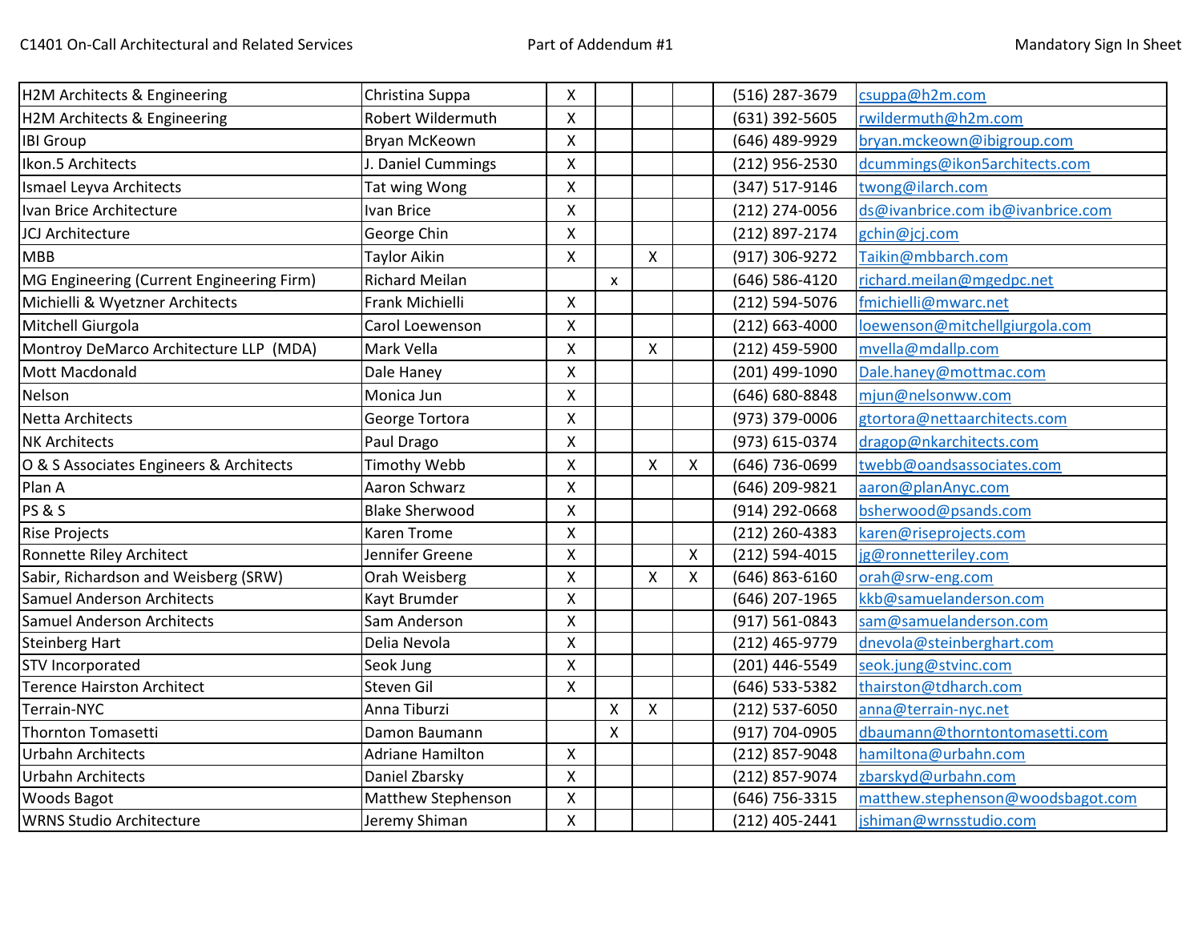| | | | | | | | |
|---|---|---|---|---|---|---|---|
| H2M Architects & Engineering | Christina Suppa | X | | | | (516) 287-3679 | csuppa@h2m.com |
| H2M Architects & Engineering | Robert Wildermuth | X | | | | (631) 392-5605 | rwildermuth@h2m.com |
| IBI Group | Bryan McKeown | X | | | | (646) 489-9929 | bryan.mckeown@ibigroup.com |
| Ikon.5 Architects | J. Daniel Cummings | X | | | | (212) 956-2530 | dcummings@ikon5architects.com |
| Ismael Leyva Architects | Tat wing Wong | X | | | | (347) 517-9146 | twong@ilarch.com |
| Ivan Brice Architecture | Ivan Brice | X | | | | (212) 274-0056 | ds@ivanbrice.com ib@ivanbrice.com |
| JCJ Architecture | George Chin | X | | | | (212) 897-2174 | gchin@jcj.com |
| MBB | Taylor Aikin | X | | X | | (917) 306-9272 | Taikin@mbbarch.com |
| MG Engineering (Current Engineering Firm) | Richard Meilan | | x | | | (646) 586-4120 | richard.meilan@mgedpc.net |
| Michielli & Wyetzner Architects | Frank Michielli | X | | | | (212) 594-5076 | fmichielli@mwarc.net |
| Mitchell Giurgola | Carol Loewenson | X | | | | (212) 663-4000 | loewenson@mitchellgiurgola.com |
| Montroy DeMarco Architecture LLP (MDA) | Mark Vella | X | | X | | (212) 459-5900 | mvella@mdallp.com |
| Mott Macdonald | Dale Haney | X | | | | (201) 499-1090 | Dale.haney@mottmac.com |
| Nelson | Monica Jun | X | | | | (646) 680-8848 | mjun@nelsonww.com |
| Netta Architects | George Tortora | X | | | | (973) 379-0006 | gtortora@nettaarchitects.com |
| NK Architects | Paul Drago | X | | | | (973) 615-0374 | dragop@nkarchitects.com |
| O & S Associates Engineers & Architects | Timothy Webb | X | | X | X | (646) 736-0699 | twebb@oandsassociates.com |
| Plan A | Aaron Schwarz | X | | | | (646) 209-9821 | aaron@planAnyc.com |
| PS & S | Blake Sherwood | X | | | | (914) 292-0668 | bsherwood@psands.com |
| Rise Projects | Karen Trome | X | | | | (212) 260-4383 | karen@riseprojects.com |
| Ronnette Riley Architect | Jennifer Greene | X | | | X | (212) 594-4015 | jg@ronnetteriley.com |
| Sabir, Richardson and Weisberg (SRW) | Orah Weisberg | X | | X | X | (646) 863-6160 | orah@srw-eng.com |
| Samuel Anderson Architects | Kayt Brumder | X | | | | (646) 207-1965 | kkb@samuelanderson.com |
| Samuel Anderson Architects | Sam Anderson | X | | | | (917) 561-0843 | sam@samuelanderson.com |
| Steinberg Hart | Delia Nevola | X | | | | (212) 465-9779 | dnevola@steinberghart.com |
| STV Incorporated | Seok Jung | X | | | | (201) 446-5549 | seok.jung@stvinc.com |
| Terence Hairston Architect | Steven Gil | X | | | | (646) 533-5382 | thairston@tdharch.com |
| Terrain-NYC | Anna Tiburzi | | X | X | | (212) 537-6050 | anna@terrain-nyc.net |
| Thornton Tomasetti | Damon Baumann | | X | | | (917) 704-0905 | dbaumann@thorntontomasetti.com |
| Urbahn Architects | Adriane Hamilton | X | | | | (212) 857-9048 | hamiltona@urbahn.com |
| Urbahn Architects | Daniel Zbarsky | X | | | | (212) 857-9074 | zbarskyd@urbahn.com |
| Woods Bagot | Matthew Stephenson | X | | | | (646) 756-3315 | matthew.stephenson@woodsbagot.com |
| WRNS Studio Architecture | Jeremy Shiman | X | | | | (212) 405-2441 | jshiman@wrnsstudio.com |